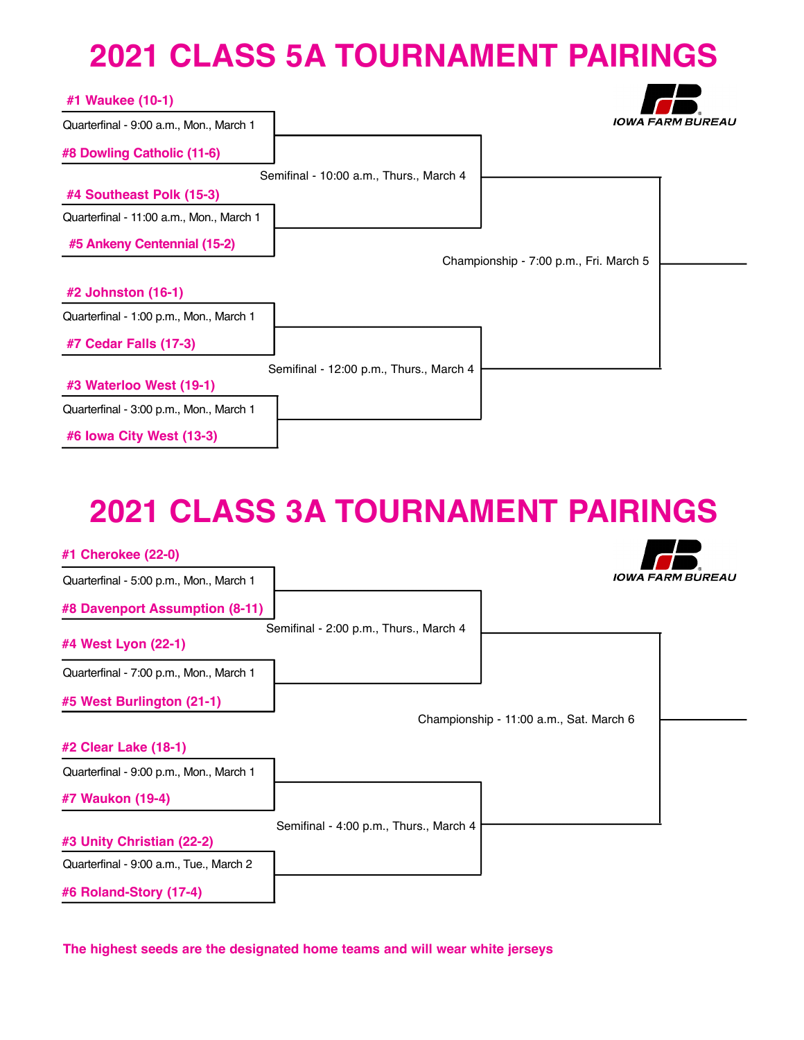# 2021 CLASS 5A TOURNAMENT PAIRINGS

IOWA FARM BUREAU

**#1 Waukee (10-1)**

Quarterfinal - 9:00 a.m., Mon., March 1

**#8 Dowling Catholic (11-6)**

Semifinal - 10:00 a.m., Thurs., March 4

**#4 Southeast Polk (15-3)**

Quarterfinal - 11:00 a.m., Mon., March 1

**#5 Ankeny Centennial (15-2)**

Championship - 7:00 p.m., Fri. March 5

**#2 Johnston (16-1)**

Quarterfinal - 1:00 p.m., Mon., March 1

**#7 Cedar Falls (17-3)**

Semifinal - 12:00 p.m., Thurs., March 4

**#3 Waterloo West (19-1)**

Quarterfinal - 3:00 p.m., Mon., March 1

**#6 Iowa City West (13-3)**

# 2021 CLASS 3A TOURNAMENT PAIRINGS

IOWA FARM BUREAU

**#1 Cherokee (22-0)**

Quarterfinal - 5:00 p.m., Mon., March 1

**#8 Davenport Assumption (8-11)**

Semifinal - 2:00 p.m., Thurs., March 4

**#4 West Lyon (22-1)**

Quarterfinal - 7:00 p.m., Mon., March 1

**#5 West Burlington (21-1)**

Championship - 11:00 a.m., Sat. March 6

**#2 Clear Lake (18-1)**

Quarterfinal - 9:00 p.m., Mon., March 1

**#7 Waukon (19-4)**

Semifinal - 4:00 p.m., Thurs., March 4

**#3 Unity Christian (22-2)**

Quarterfinal - 9:00 a.m., Tue., March 2

**#6 Roland-Story (17-4)**

**The highest seeds are the designated home teams and will wear white jerseys**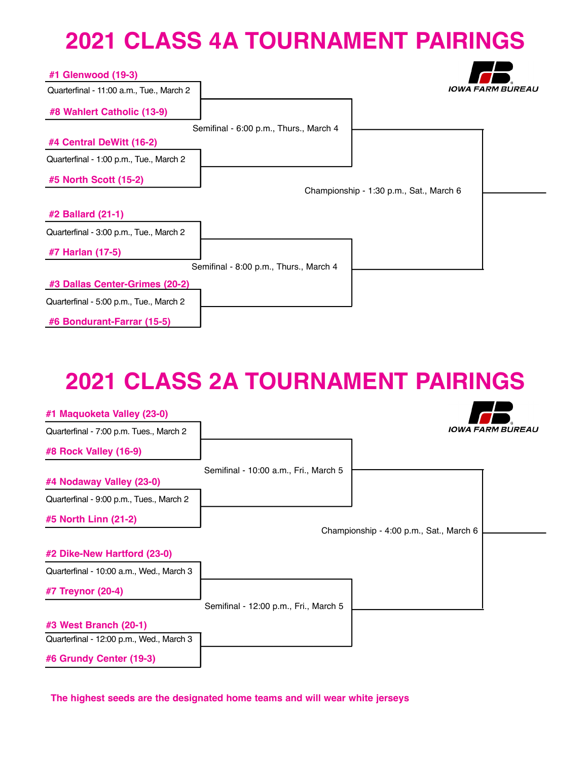# 2021 CLASS 4A TOURNAMENT PAIRINGS

IOWA FARM BUREAU

**#1 Glenwood (19-3)**

Quarterfinal - 11:00 a.m., Tue., March 2

**#8 Wahlert Catholic (13-9)**

Semifinal - 6:00 p.m., Thurs., March 4

**#4 Central DeWitt (16-2)**

Quarterfinal - 1:00 p.m., Tue., March 2

**#5 North Scott (15-2)**

Championship - 1:30 p.m., Sat., March 6

**#2 Ballard (21-1)**

Quarterfinal - 3:00 p.m., Tue., March 2

**#7 Harlan (17-5)**

Semifinal - 8:00 p.m., Thurs., March 4

**#3 Dallas Center-Grimes (20-2)**

Quarterfinal - 5:00 p.m., Tue., March 2

**#6 Bondurant-Farrar (15-5)**

# 2021 CLASS 2A TOURNAMENT PAIRINGS

IOWA FARM BUREAU

**#1 Maquoketa Valley (23-0)**

Quarterfinal - 7:00 p.m. Tues., March 2

**#8 Rock Valley (16-9)**

Semifinal - 10:00 a.m., Fri., March 5

**#4 Nodaway Valley (23-0)**

Quarterfinal - 9:00 p.m., Tues., March 2

**#5 North Linn (21-2)**

Championship - 4:00 p.m., Sat., March 6

**#2 Dike-New Hartford (23-0)**

Quarterfinal - 10:00 a.m., Wed., March 3

**#7 Treynor (20-4)**

Semifinal - 12:00 p.m., Fri., March 5

**#3 West Branch (20-1)**

Quarterfinal - 12:00 p.m., Wed., March 3

**#6 Grundy Center (19-3)**

**The highest seeds are the designated home teams and will wear white jerseys**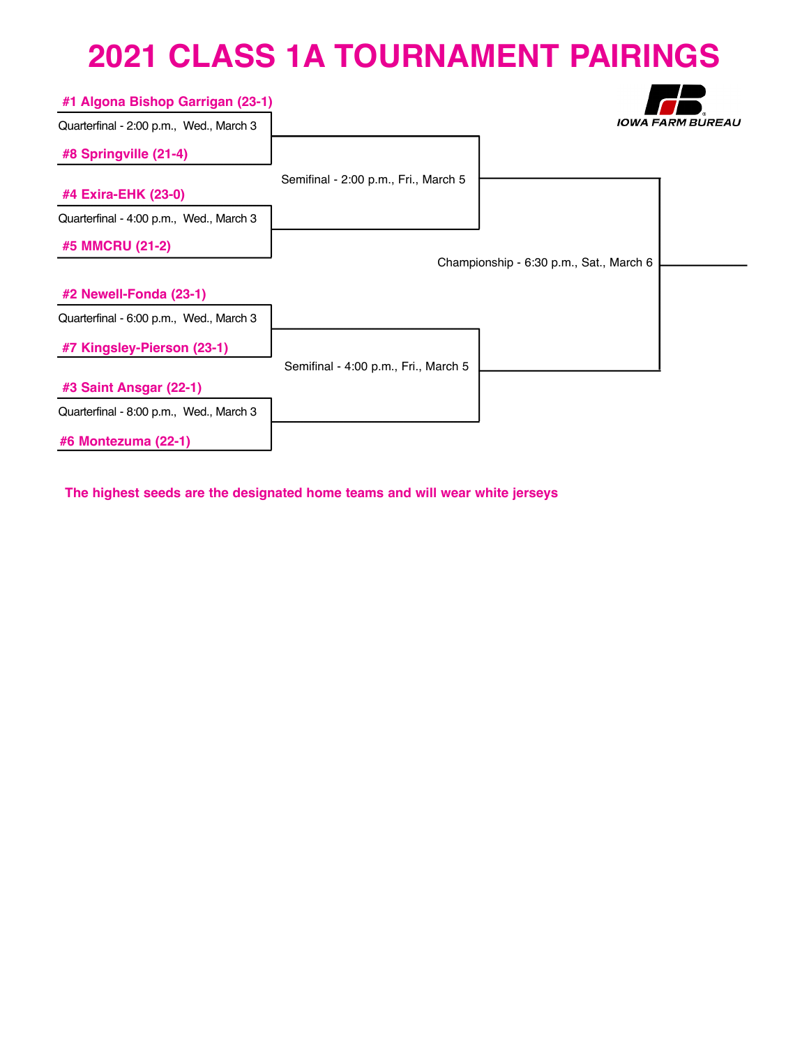# 2021 CLASS 1A TOURNAMENT PAIRINGS

IOWA FARM BUREAU

**#1 Algona Bishop Garrigan (23-1)**

Quarterfinal - 2:00 p.m., Wed., March 3

**#8 Springville (21-4)**

Semifinal - 2:00 p.m., Fri., March 5

**#4 Exira-EHK (23-0)**

Quarterfinal - 4:00 p.m., Wed., March 3

**#5 MMCRU (21-2)**

Championship - 6:30 p.m., Sat., March 6

**#2 Newell-Fonda (23-1)**

Quarterfinal - 6:00 p.m., Wed., March 3

**#7 Kingsley-Pierson (23-1)**

Semifinal - 4:00 p.m., Fri., March 5

**#3 Saint Ansgar (22-1)**

Quarterfinal - 8:00 p.m., Wed., March 3

**#6 Montezuma (22-1)**

**The highest seeds are the designated home teams and will wear white jerseys**